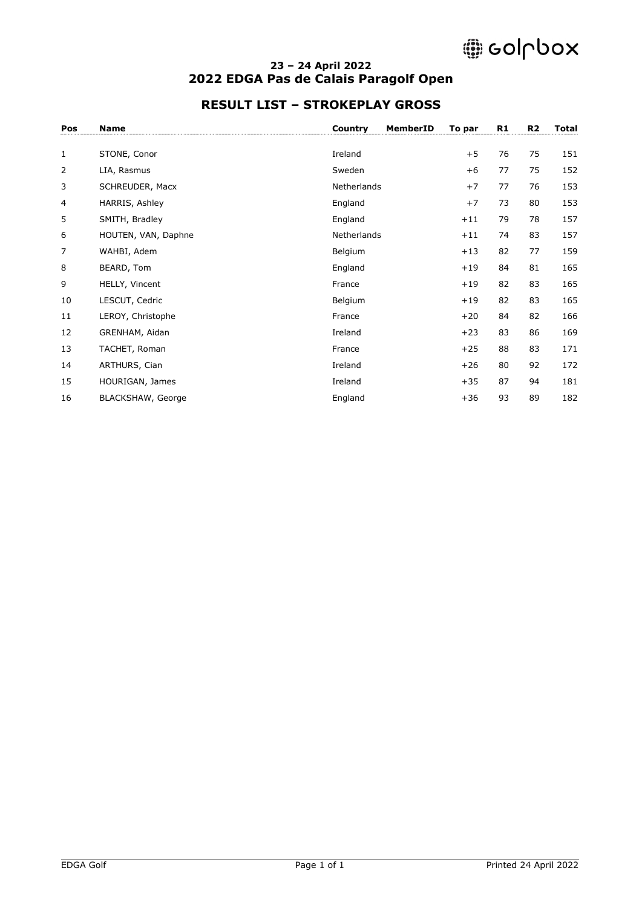23 – 24 April 2022

## 2022 EDGA Pas de Calais Paragolf Open

## RESULT LIST – STROKEPLAY GROSS

| Pos | Name | Country | MemberID | To par | R1 | R2 | Total |
|---|---|---|---|---|---|---|---|
| 1 | STONE, Conor | Ireland | | +5 | 76 | 75 | 151 |
| 2 | LIA, Rasmus | Sweden | | +6 | 77 | 75 | 152 |
| 3 | SCHREUDER, Macx | Netherlands | | +7 | 77 | 76 | 153 |
| 4 | HARRIS, Ashley | England | | +7 | 73 | 80 | 153 |
| 5 | SMITH, Bradley | England | | +11 | 79 | 78 | 157 |
| 6 | HOUTEN, VAN, Daphne | Netherlands | | +11 | 74 | 83 | 157 |
| 7 | WAHBI, Adem | Belgium | | +13 | 82 | 77 | 159 |
| 8 | BEARD, Tom | England | | +19 | 84 | 81 | 165 |
| 9 | HELLY, Vincent | France | | +19 | 82 | 83 | 165 |
| 10 | LESCUT, Cedric | Belgium | | +19 | 82 | 83 | 165 |
| 11 | LEROY, Christophe | France | | +20 | 84 | 82 | 166 |
| 12 | GRENHAM, Aidan | Ireland | | +23 | 83 | 86 | 169 |
| 13 | TACHET, Roman | France | | +25 | 88 | 83 | 171 |
| 14 | ARTHURS, Cian | Ireland | | +26 | 80 | 92 | 172 |
| 15 | HOURIGAN, James | Ireland | | +35 | 87 | 94 | 181 |
| 16 | BLACKSHAW, George | England | | +36 | 93 | 89 | 182 |

EDGA Golf

Printed 24 April 2022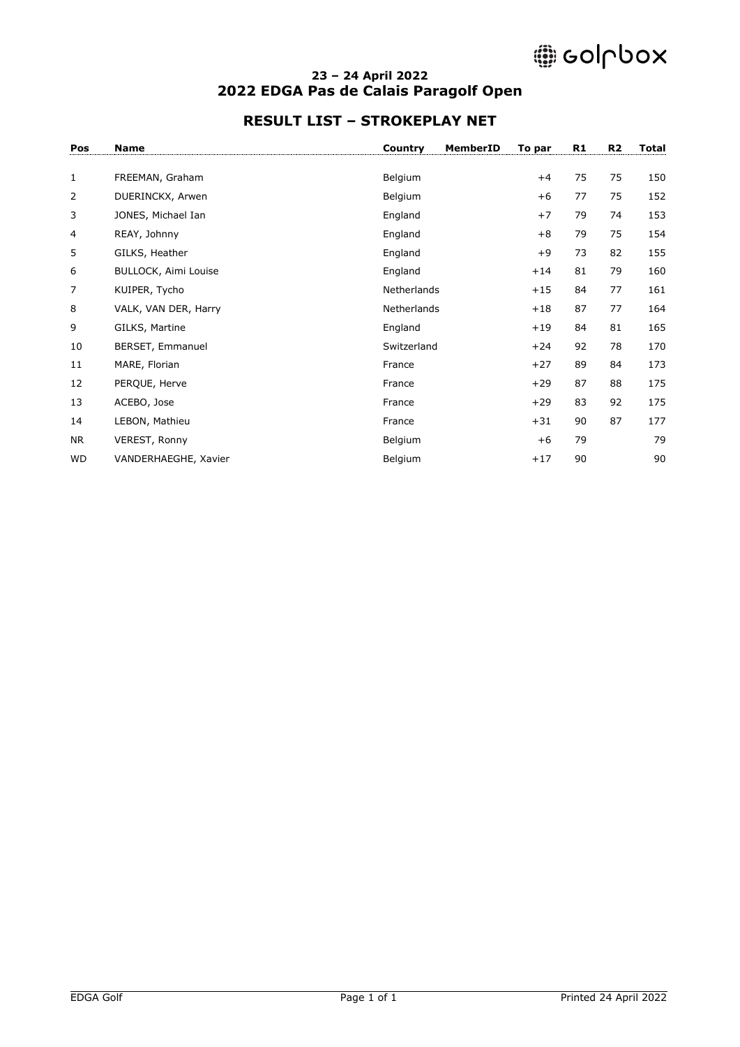### 23 – 24 April 2022
## 2022 EDGA Pas de Calais Paragolf Open

## RESULT LIST – STROKEPLAY NET

| Pos | Name | Country | MemberID | To par | R1 | R2 | Total |
|---|---|---|---|---|---|---|---|
| 1 | FREEMAN, Graham | Belgium | | +4 | 75 | 75 | 150 |
| 2 | DUERINCKX, Arwen | Belgium | | +6 | 77 | 75 | 152 |
| 3 | JONES, Michael Ian | England | | +7 | 79 | 74 | 153 |
| 4 | REAY, Johnny | England | | +8 | 79 | 75 | 154 |
| 5 | GILKS, Heather | England | | +9 | 73 | 82 | 155 |
| 6 | BULLOCK, Aimi Louise | England | | +14 | 81 | 79 | 160 |
| 7 | KUIPER, Tycho | Netherlands | | +15 | 84 | 77 | 161 |
| 8 | VALK, VAN DER, Harry | Netherlands | | +18 | 87 | 77 | 164 |
| 9 | GILKS, Martine | England | | +19 | 84 | 81 | 165 |
| 10 | BERSET, Emmanuel | Switzerland | | +24 | 92 | 78 | 170 |
| 11 | MARE, Florian | France | | +27 | 89 | 84 | 173 |
| 12 | PERQUE, Herve | France | | +29 | 87 | 88 | 175 |
| 13 | ACEBO, Jose | France | | +29 | 83 | 92 | 175 |
| 14 | LEBON, Mathieu | France | | +31 | 90 | 87 | 177 |
| NR | VEREST, Ronny | Belgium | | +6 | 79 | | 79 |
| WD | VANDERHAEGHE, Xavier | Belgium | | +17 | 90 | | 90 |

EDGA Golf

Printed 24 April 2022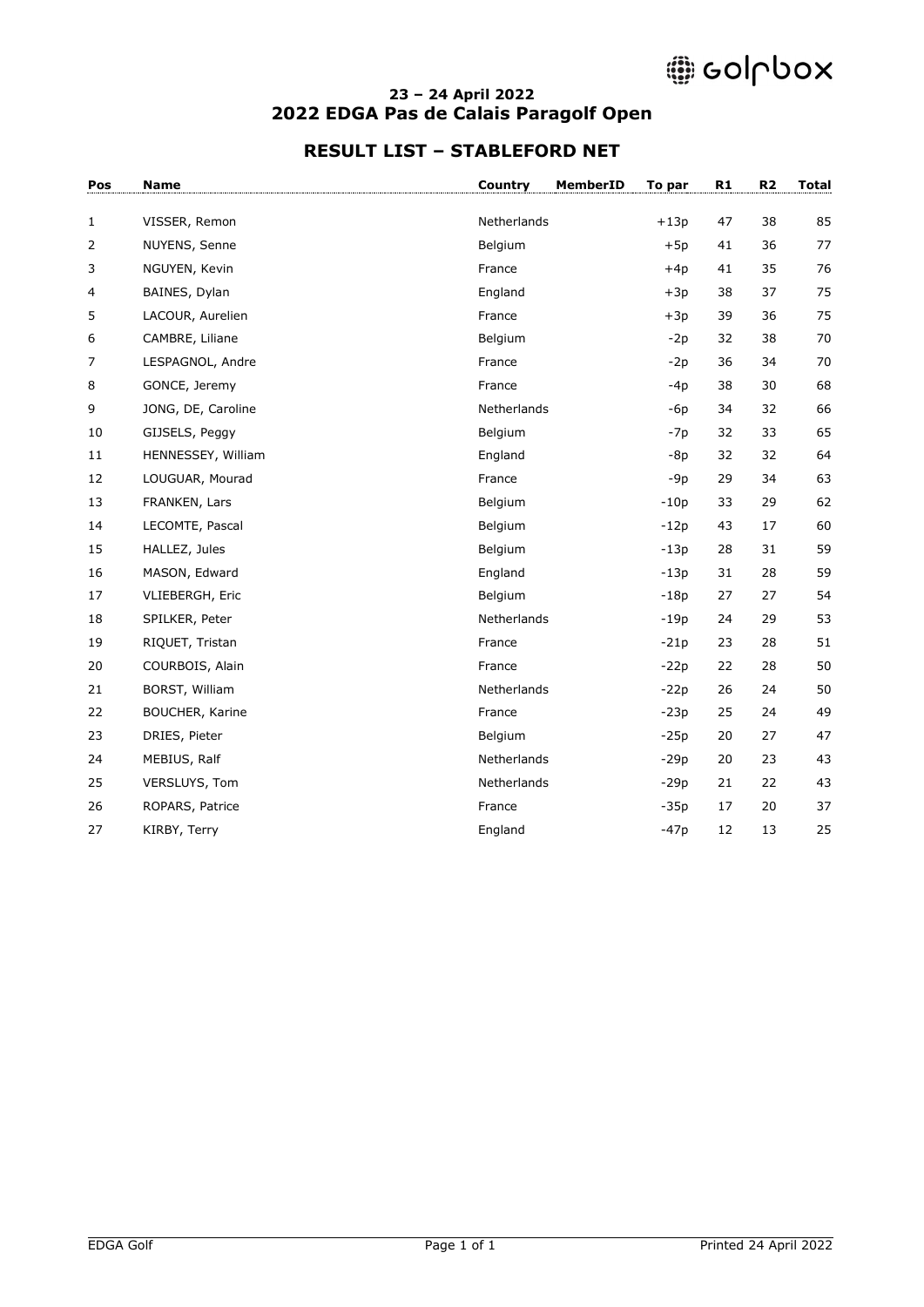23 – 24 April 2022

## 2022 EDGA Pas de Calais Paragolf Open

## RESULT LIST – STABLEFORD NET

| Pos | Name | Country | MemberID | To par | R1 | R2 | Total |
|---|---|---|---|---|---|---|---|
| 1 | VISSER, Remon | Netherlands | | +13p | 47 | 38 | 85 |
| 2 | NUYENS, Senne | Belgium | | +5p | 41 | 36 | 77 |
| 3 | NGUYEN, Kevin | France | | +4p | 41 | 35 | 76 |
| 4 | BAINES, Dylan | England | | +3p | 38 | 37 | 75 |
| 5 | LACOUR, Aurelien | France | | +3p | 39 | 36 | 75 |
| 6 | CAMBRE, Liliane | Belgium | | -2p | 32 | 38 | 70 |
| 7 | LESPAGNOL, Andre | France | | -2p | 36 | 34 | 70 |
| 8 | GONCE, Jeremy | France | | -4p | 38 | 30 | 68 |
| 9 | JONG, DE, Caroline | Netherlands | | -6p | 34 | 32 | 66 |
| 10 | GIJSELS, Peggy | Belgium | | -7p | 32 | 33 | 65 |
| 11 | HENNESSEY, William | England | | -8p | 32 | 32 | 64 |
| 12 | LOUGUAR, Mourad | France | | -9p | 29 | 34 | 63 |
| 13 | FRANKEN, Lars | Belgium | | -10p | 33 | 29 | 62 |
| 14 | LECOMTE, Pascal | Belgium | | -12p | 43 | 17 | 60 |
| 15 | HALLEZ, Jules | Belgium | | -13p | 28 | 31 | 59 |
| 16 | MASON, Edward | England | | -13p | 31 | 28 | 59 |
| 17 | VLIEBERGH, Eric | Belgium | | -18p | 27 | 27 | 54 |
| 18 | SPILKER, Peter | Netherlands | | -19p | 24 | 29 | 53 |
| 19 | RIQUET, Tristan | France | | -21p | 23 | 28 | 51 |
| 20 | COURBOIS, Alain | France | | -22p | 22 | 28 | 50 |
| 21 | BORST, William | Netherlands | | -22p | 26 | 24 | 50 |
| 22 | BOUCHER, Karine | France | | -23p | 25 | 24 | 49 |
| 23 | DRIES, Pieter | Belgium | | -25p | 20 | 27 | 47 |
| 24 | MEBIUS, Ralf | Netherlands | | -29p | 20 | 23 | 43 |
| 25 | VERSLUYS, Tom | Netherlands | | -29p | 21 | 22 | 43 |
| 26 | ROPARS, Patrice | France | | -35p | 17 | 20 | 37 |
| 27 | KIRBY, Terry | England | | -47p | 12 | 13 | 25 |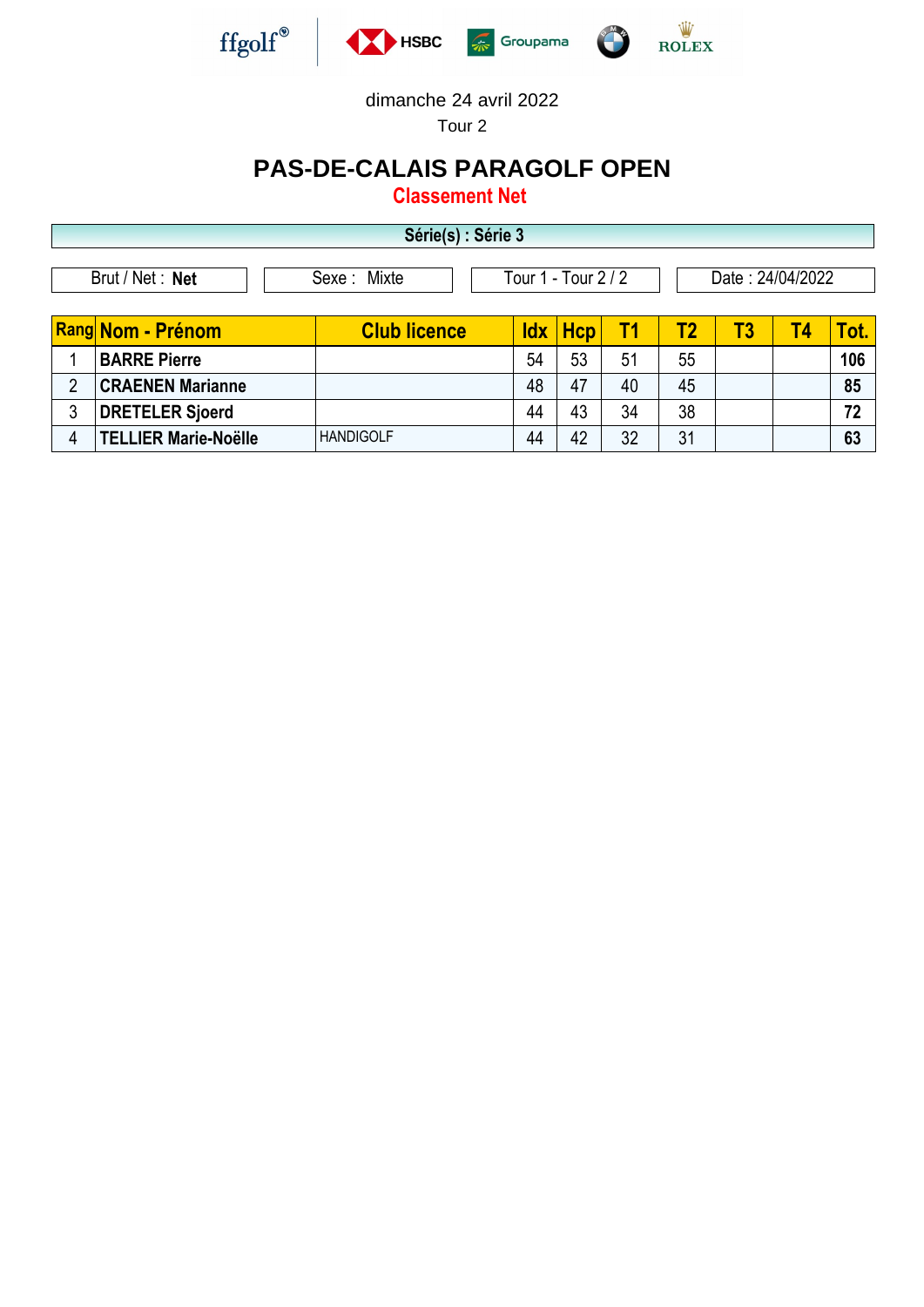dimanche 24 avril 2022

Tour 2

# PAS-DE-CALAIS PARAGOLF OPEN

## Classement Net

**Série(s) : Série 3**

| Brut / Net : **Net** | Sexe : Mixte | Tour 1 - Tour 2 / 2 | Date : 24/04/2022 |
|---|---|---|---|

| Rang | Nom - Prénom | Club licence | Idx | Hcp | T1 | T2 | T3 | T4 | Tot. |
|---|---|---|---|---|---|---|---|---|---|
| 1 | **BARRE Pierre** | | 54 | 53 | 51 | 55 | | | **106** |
| 2 | **CRAENEN Marianne** | | 48 | 47 | 40 | 45 | | | **85** |
| 3 | **DRETELER Sjoerd** | | 44 | 43 | 34 | 38 | | | **72** |
| 4 | **TELLIER Marie-Noëlle** | HANDIGOLF | 44 | 42 | 32 | 31 | | | **63** |